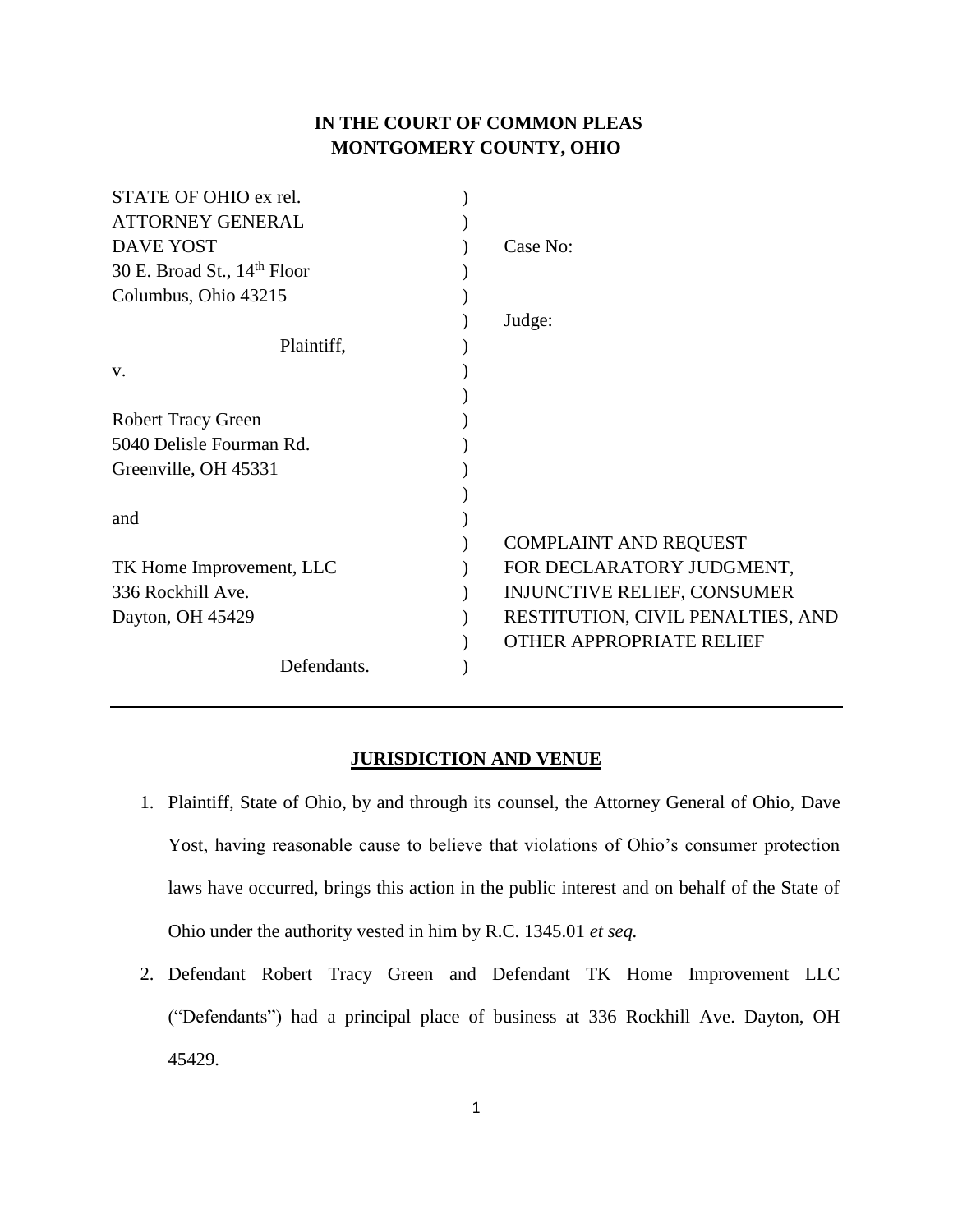**IN THE COURT OF COMMON PLEAS**
**MONTGOMERY COUNTY, OHIO**

STATE OF OHIO ex rel.
ATTORNEY GENERAL
DAVE YOST
30 E. Broad St., 14th Floor
Columbus, Ohio 43215

Plaintiff,

v.

Robert Tracy Green
5040 Delisle Fourman Rd.
Greenville, OH 45331

and

TK Home Improvement, LLC
336 Rockhill Ave.
Dayton, OH 45429

Defendants.

Case No:

Judge:

COMPLAINT AND REQUEST FOR DECLARATORY JUDGMENT, INJUNCTIVE RELIEF, CONSUMER RESTITUTION, CIVIL PENALTIES, AND OTHER APPROPRIATE RELIEF

---

## **JURISDICTION AND VENUE**

1. Plaintiff, State of Ohio, by and through its counsel, the Attorney General of Ohio, Dave Yost, having reasonable cause to believe that violations of Ohio's consumer protection laws have occurred, brings this action in the public interest and on behalf of the State of Ohio under the authority vested in him by R.C. 1345.01 *et seq.*

2. Defendant Robert Tracy Green and Defendant TK Home Improvement LLC ("Defendants") had a principal place of business at 336 Rockhill Ave. Dayton, OH 45429.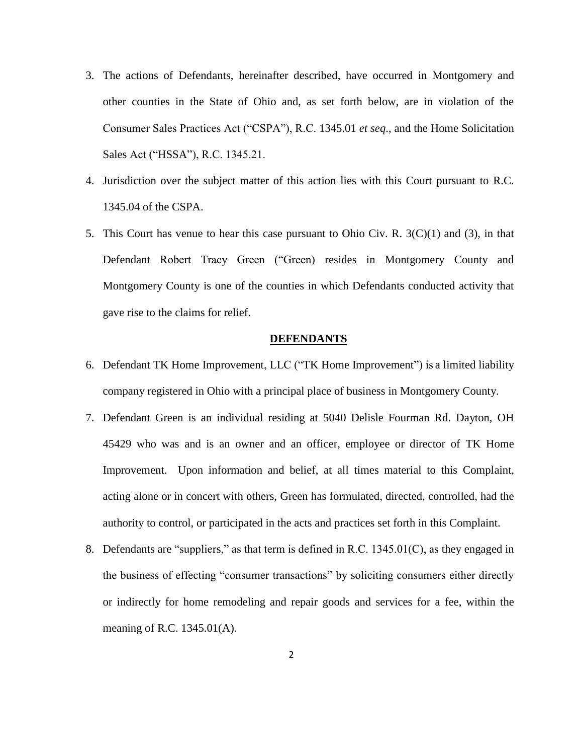3. The actions of Defendants, hereinafter described, have occurred in Montgomery and other counties in the State of Ohio and, as set forth below, are in violation of the Consumer Sales Practices Act ("CSPA"), R.C. 1345.01 *et seq*., and the Home Solicitation Sales Act ("HSSA"), R.C. 1345.21.

4. Jurisdiction over the subject matter of this action lies with this Court pursuant to R.C. 1345.04 of the CSPA.

5. This Court has venue to hear this case pursuant to Ohio Civ. R. 3(C)(1) and (3), in that Defendant Robert Tracy Green ("Green) resides in Montgomery County and Montgomery County is one of the counties in which Defendants conducted activity that gave rise to the claims for relief.

## **DEFENDANTS**

6. Defendant TK Home Improvement, LLC ("TK Home Improvement") is a limited liability company registered in Ohio with a principal place of business in Montgomery County.

7. Defendant Green is an individual residing at 5040 Delisle Fourman Rd. Dayton, OH 45429 who was and is an owner and an officer, employee or director of TK Home Improvement. Upon information and belief, at all times material to this Complaint, acting alone or in concert with others, Green has formulated, directed, controlled, had the authority to control, or participated in the acts and practices set forth in this Complaint.

8. Defendants are "suppliers," as that term is defined in R.C. 1345.01(C), as they engaged in the business of effecting "consumer transactions" by soliciting consumers either directly or indirectly for home remodeling and repair goods and services for a fee, within the meaning of R.C. 1345.01(A).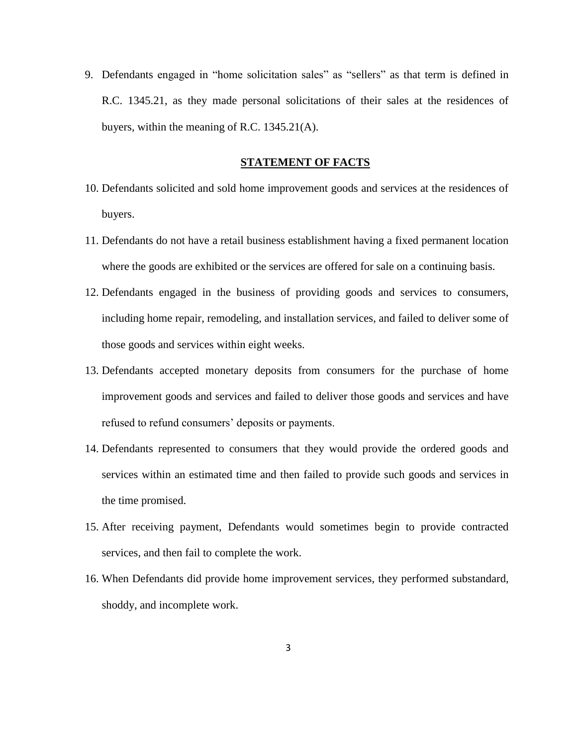9. Defendants engaged in "home solicitation sales" as "sellers" as that term is defined in R.C. 1345.21, as they made personal solicitations of their sales at the residences of buyers, within the meaning of R.C. 1345.21(A).

## **STATEMENT OF FACTS**

10. Defendants solicited and sold home improvement goods and services at the residences of buyers.
11. Defendants do not have a retail business establishment having a fixed permanent location where the goods are exhibited or the services are offered for sale on a continuing basis.
12. Defendants engaged in the business of providing goods and services to consumers, including home repair, remodeling, and installation services, and failed to deliver some of those goods and services within eight weeks.
13. Defendants accepted monetary deposits from consumers for the purchase of home improvement goods and services and failed to deliver those goods and services and have refused to refund consumers' deposits or payments.
14. Defendants represented to consumers that they would provide the ordered goods and services within an estimated time and then failed to provide such goods and services in the time promised.
15. After receiving payment, Defendants would sometimes begin to provide contracted services, and then fail to complete the work.
16. When Defendants did provide home improvement services, they performed substandard, shoddy, and incomplete work.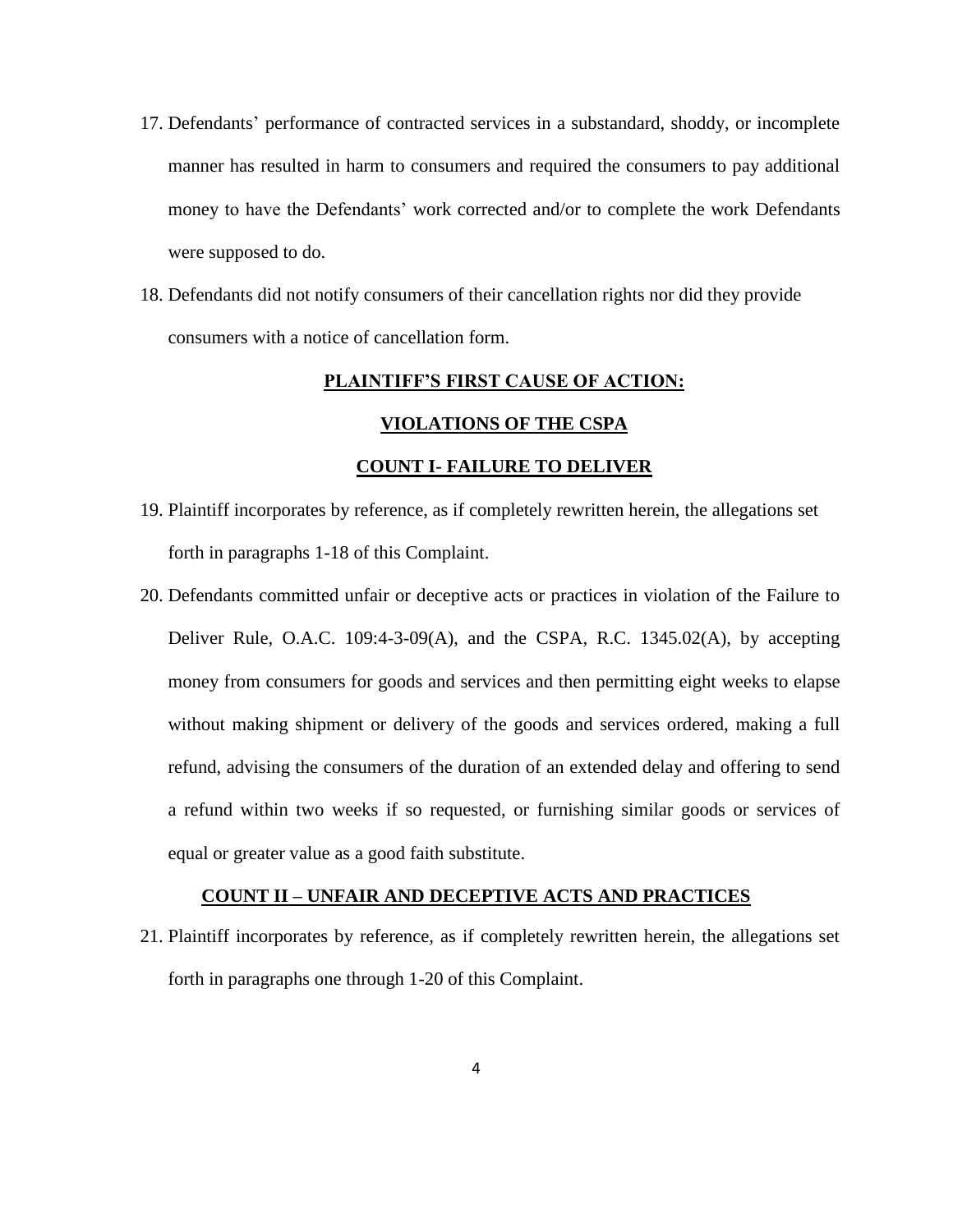17. Defendants' performance of contracted services in a substandard, shoddy, or incomplete manner has resulted in harm to consumers and required the consumers to pay additional money to have the Defendants' work corrected and/or to complete the work Defendants were supposed to do.

18. Defendants did not notify consumers of their cancellation rights nor did they provide consumers with a notice of cancellation form.

## PLAINTIFF'S FIRST CAUSE OF ACTION:

## VIOLATIONS OF THE CSPA

### COUNT I- FAILURE TO DELIVER

19. Plaintiff incorporates by reference, as if completely rewritten herein, the allegations set forth in paragraphs 1-18 of this Complaint.

20. Defendants committed unfair or deceptive acts or practices in violation of the Failure to Deliver Rule, O.A.C. 109:4-3-09(A), and the CSPA, R.C. 1345.02(A), by accepting money from consumers for goods and services and then permitting eight weeks to elapse without making shipment or delivery of the goods and services ordered, making a full refund, advising the consumers of the duration of an extended delay and offering to send a refund within two weeks if so requested, or furnishing similar goods or services of equal or greater value as a good faith substitute.

### COUNT II – UNFAIR AND DECEPTIVE ACTS AND PRACTICES

21. Plaintiff incorporates by reference, as if completely rewritten herein, the allegations set forth in paragraphs one through 1-20 of this Complaint.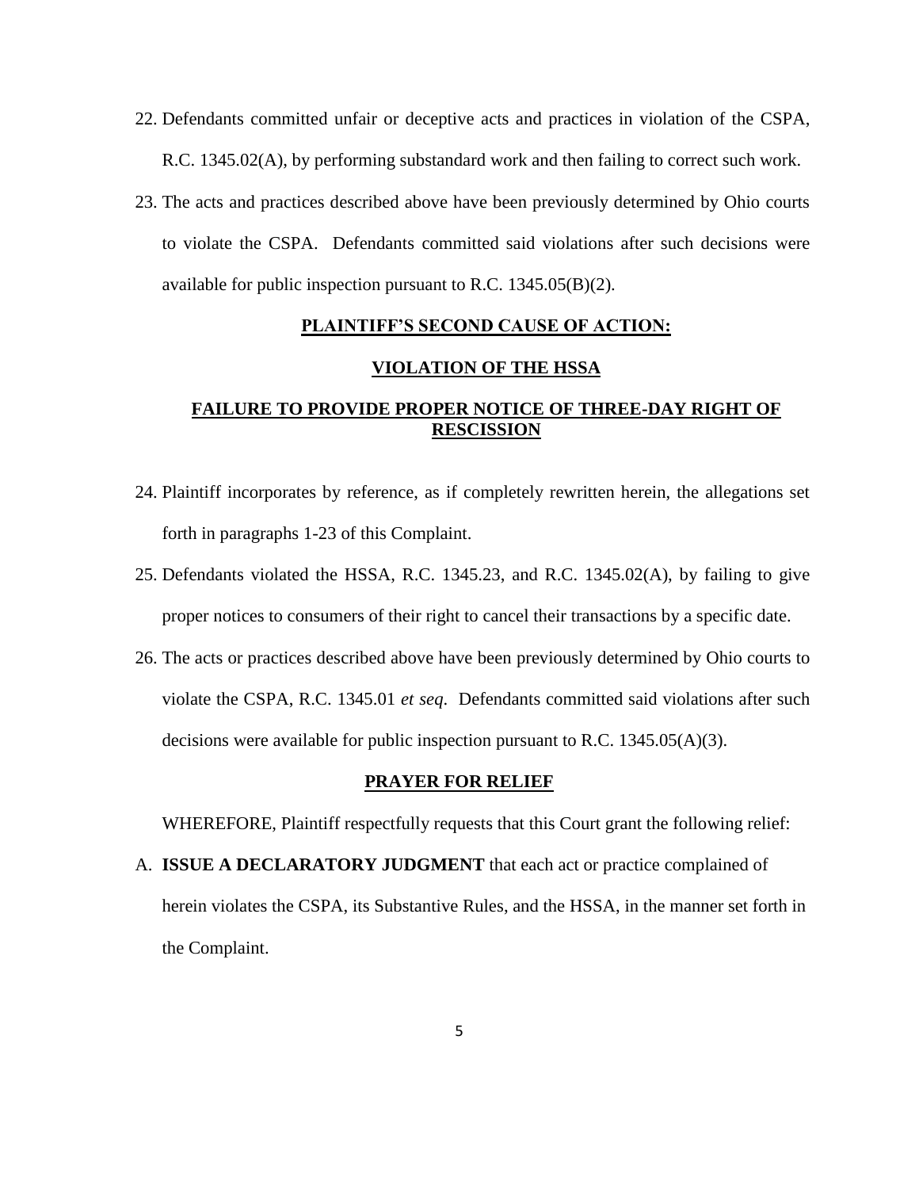22. Defendants committed unfair or deceptive acts and practices in violation of the CSPA, R.C. 1345.02(A), by performing substandard work and then failing to correct such work.

23. The acts and practices described above have been previously determined by Ohio courts to violate the CSPA. Defendants committed said violations after such decisions were available for public inspection pursuant to R.C. 1345.05(B)(2).

## PLAINTIFF'S SECOND CAUSE OF ACTION:

## VIOLATION OF THE HSSA

## FAILURE TO PROVIDE PROPER NOTICE OF THREE-DAY RIGHT OF RESCISSION

24. Plaintiff incorporates by reference, as if completely rewritten herein, the allegations set forth in paragraphs 1-23 of this Complaint.

25. Defendants violated the HSSA, R.C. 1345.23, and R.C. 1345.02(A), by failing to give proper notices to consumers of their right to cancel their transactions by a specific date.

26. The acts or practices described above have been previously determined by Ohio courts to violate the CSPA, R.C. 1345.01 *et seq*. Defendants committed said violations after such decisions were available for public inspection pursuant to R.C. 1345.05(A)(3).

## PRAYER FOR RELIEF

WHEREFORE, Plaintiff respectfully requests that this Court grant the following relief:

A. **ISSUE A DECLARATORY JUDGMENT** that each act or practice complained of herein violates the CSPA, its Substantive Rules, and the HSSA, in the manner set forth in the Complaint.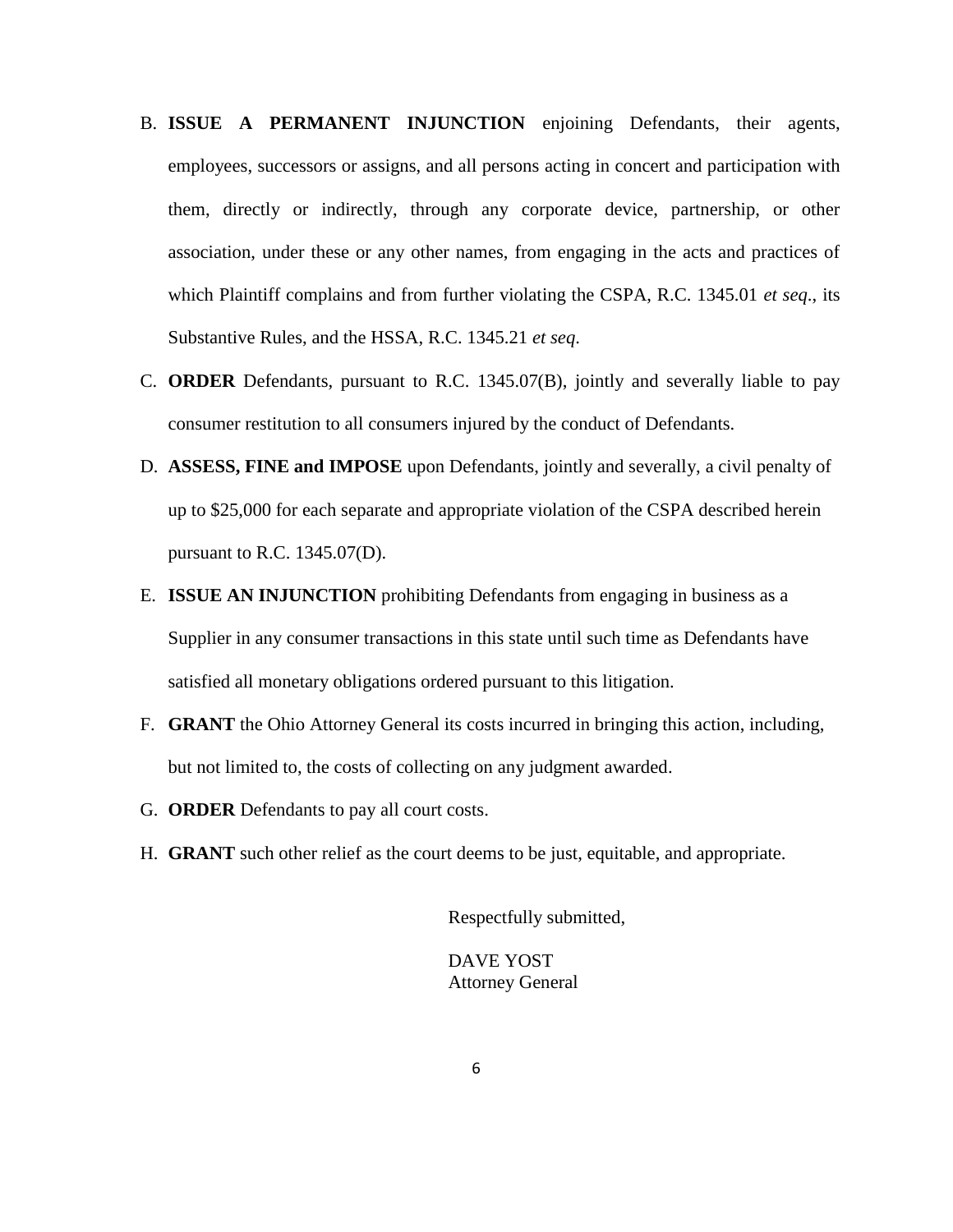B. **ISSUE A PERMANENT INJUNCTION** enjoining Defendants, their agents, employees, successors or assigns, and all persons acting in concert and participation with them, directly or indirectly, through any corporate device, partnership, or other association, under these or any other names, from engaging in the acts and practices of which Plaintiff complains and from further violating the CSPA, R.C. 1345.01 *et seq*., its Substantive Rules, and the HSSA, R.C. 1345.21 *et seq.*

C. **ORDER** Defendants, pursuant to R.C. 1345.07(B), jointly and severally liable to pay consumer restitution to all consumers injured by the conduct of Defendants.

D. **ASSESS, FINE and IMPOSE** upon Defendants, jointly and severally, a civil penalty of up to $25,000 for each separate and appropriate violation of the CSPA described herein pursuant to R.C. 1345.07(D).

E. **ISSUE AN INJUNCTION** prohibiting Defendants from engaging in business as a Supplier in any consumer transactions in this state until such time as Defendants have satisfied all monetary obligations ordered pursuant to this litigation.

F. **GRANT** the Ohio Attorney General its costs incurred in bringing this action, including, but not limited to, the costs of collecting on any judgment awarded.

G. **ORDER** Defendants to pay all court costs.

H. **GRANT** such other relief as the court deems to be just, equitable, and appropriate.

Respectfully submitted,

DAVE YOST
Attorney General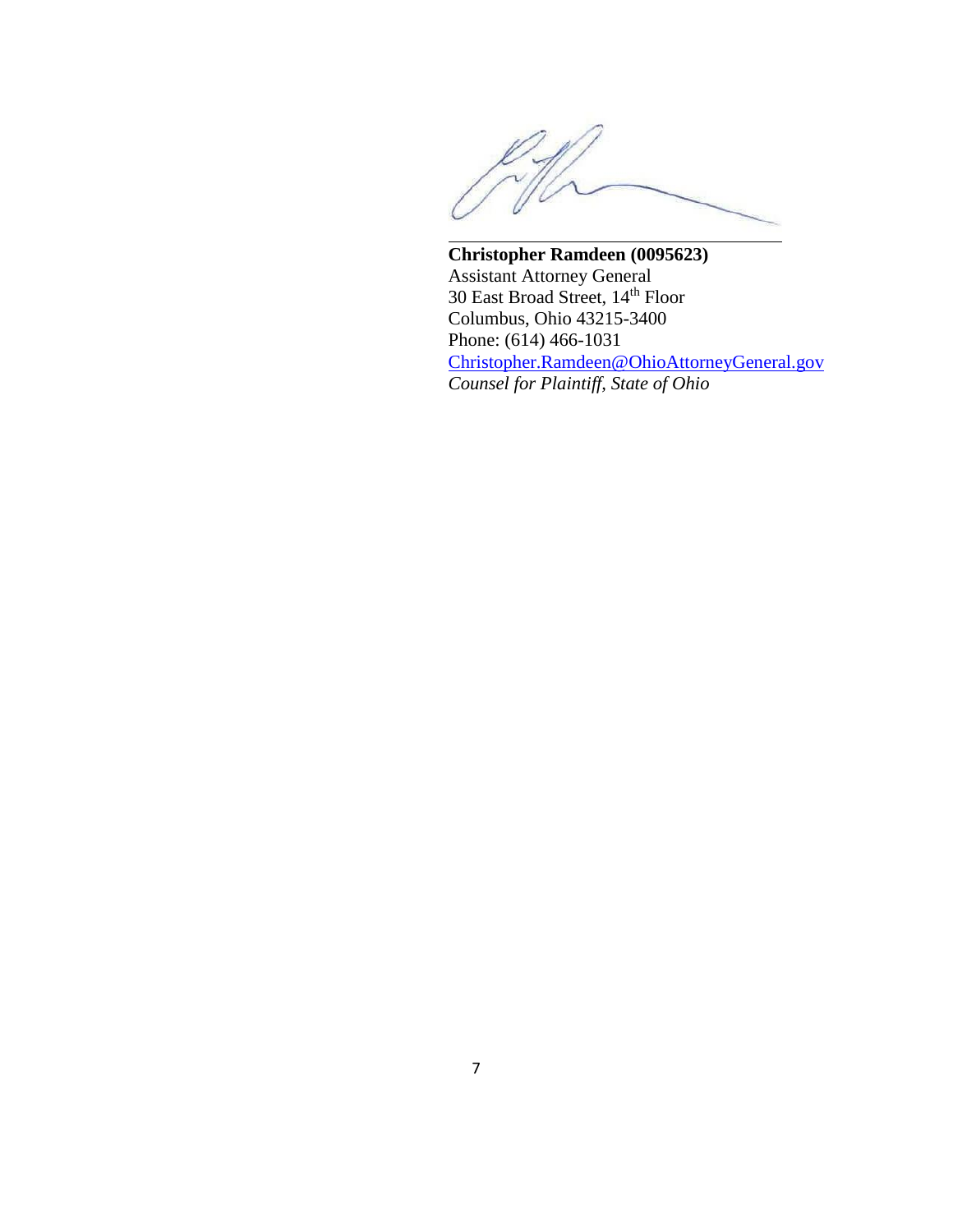**Christopher Ramdeen (0095623)**
Assistant Attorney General
30 East Broad Street, 14th Floor
Columbus, Ohio 43215-3400
Phone: (614) 466-1031
Christopher.Ramdeen@OhioAttorneyGeneral.gov
*Counsel for Plaintiff, State of Ohio*